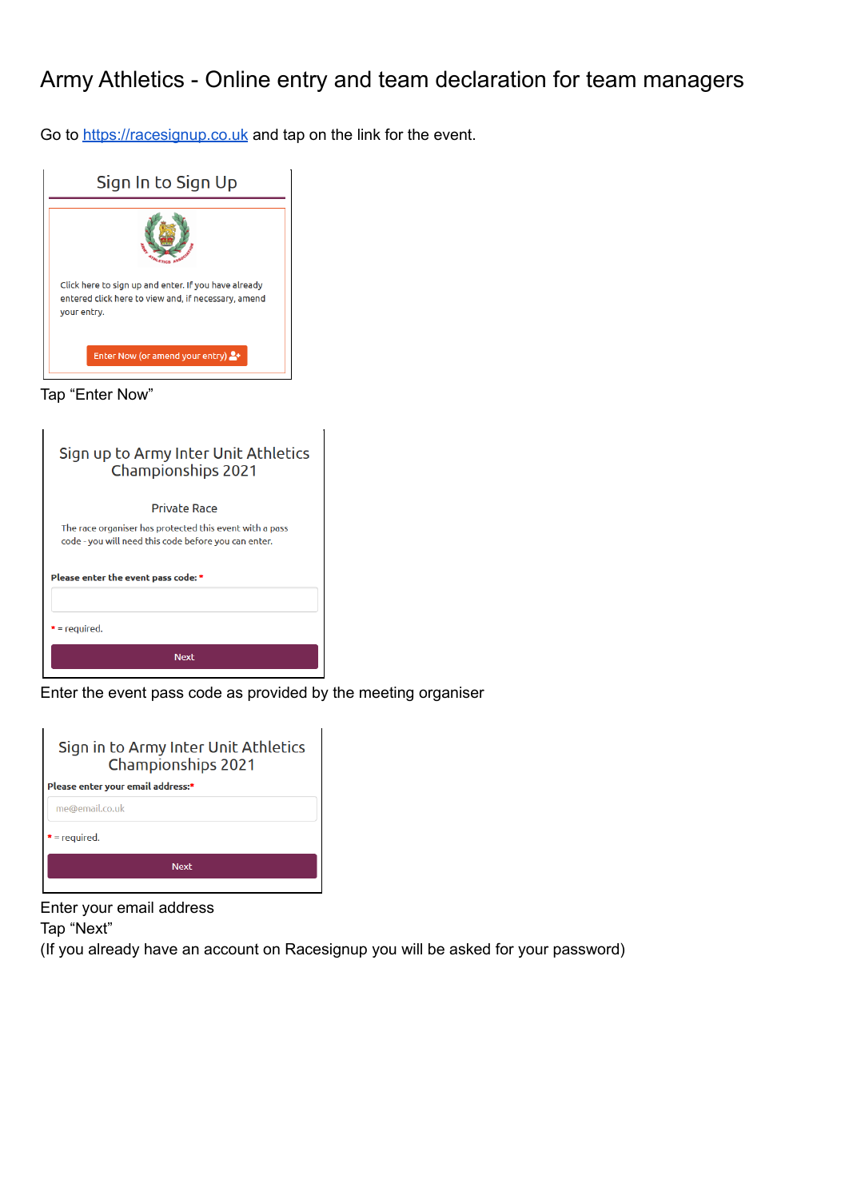# Army Athletics - Online entry and team declaration for team managers

Go to [https://racesignup.co.uk](https://racesignup.co.uk) and tap on the link for the event.

Sign In to Sign Up

Click here to sign up and enter. If you have already entered click here to view and, if necessary, amend your entry.

Enter Now (or amend your entry)

Tap "Enter Now"

Sign up to Army Inter Unit Athletics Championships 2021

Private Race

The race organiser has protected this event with a pass code - you will need this code before you can enter.

**Please enter the event pass code:** *

* = required.

Next

Enter the event pass code as provided by the meeting organiser

Sign in to Army Inter Unit Athletics Championships 2021

**Please enter your email address:***

me@email.co.uk

* = required.

Next

Enter your email address
Tap "Next"
(If you already have an account on Racesignup you will be asked for your password)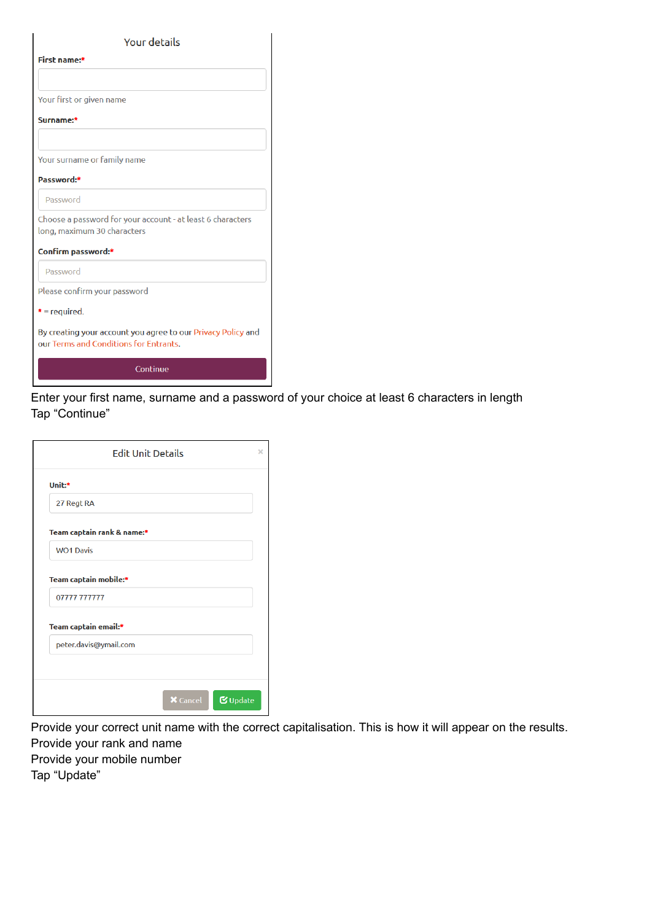Your details

**First name:***

Your first or given name

**Surname:***

Your surname or family name

**Password:***

Password

Choose a password for your account - at least 6 characters long, maximum 30 characters

**Confirm password:***

Password

Please confirm your password

* = required.

By creating your account you agree to our Privacy Policy and our Terms and Conditions for Entrants.

Continue

Enter your first name, surname and a password of your choice at least 6 characters in length
Tap “Continue”

Edit Unit Details

**Unit:***

27 Regt RA

**Team captain rank & name:***

WO1 Davis

**Team captain mobile:***

07777 777777

**Team captain email:***

peter.davis@ymail.com

Cancel Update

Provide your correct unit name with the correct capitalisation. This is how it will appear on the results.
Provide your rank and name
Provide your mobile number
Tap “Update”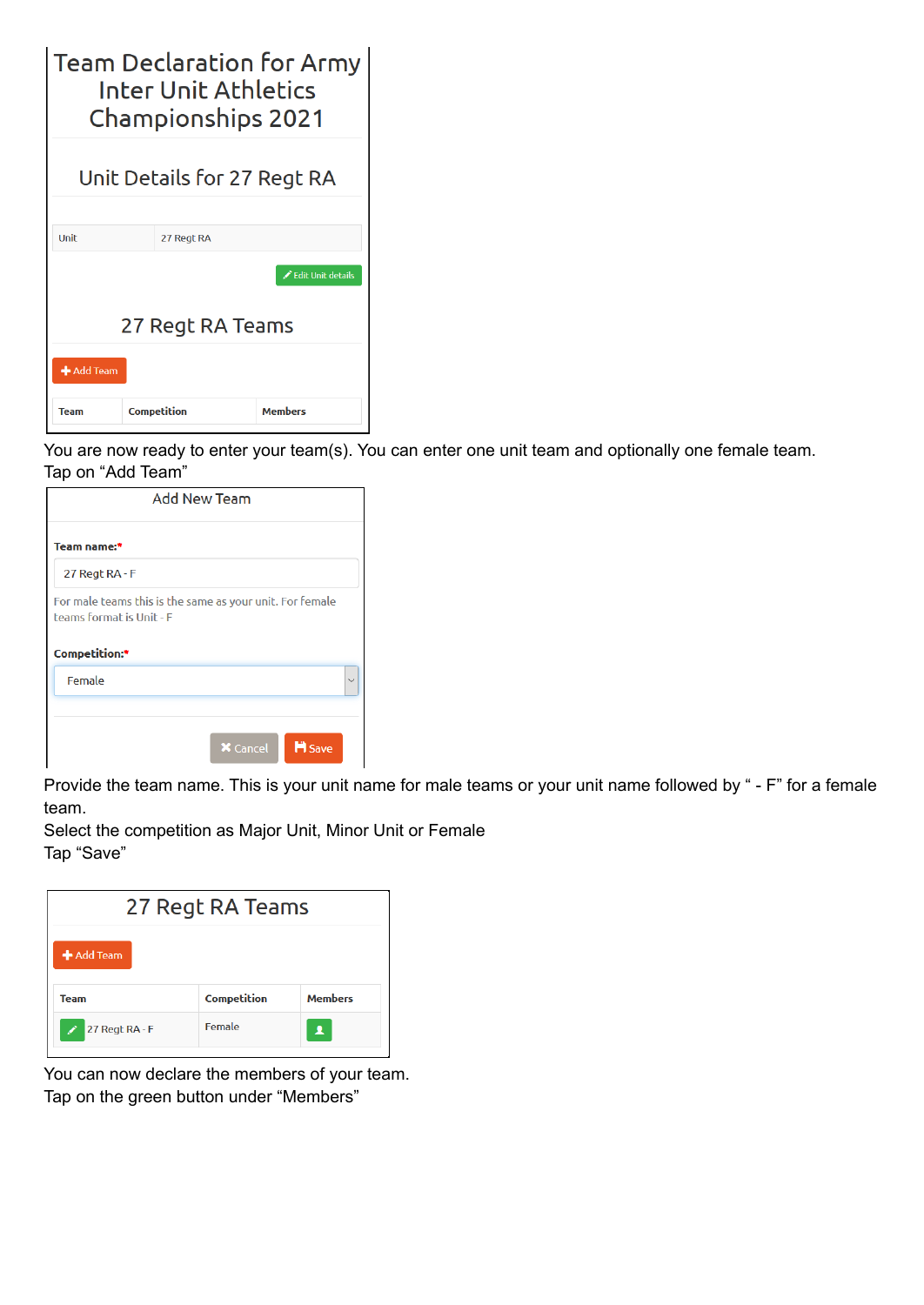# Team Declaration for Army Inter Unit Athletics Championships 2021

## Unit Details for 27 Regt RA

| Unit | 27 Regt RA |
|---|---|

Edit Unit details

## 27 Regt RA Teams

Add Team

| Team | Competition | Members |
|---|---|---|

You are now ready to enter your team(s). You can enter one unit team and optionally one female team.
Tap on “Add Team”

### Add New Team

**Team name:***

27 Regt RA - F

For male teams this is the same as your unit. For female teams format is Unit - F

**Competition:***

Female

Cancel Save

Provide the team name. This is your unit name for male teams or your unit name followed by “ - F” for a female team.
Select the competition as Major Unit, Minor Unit or Female
Tap “Save”

## 27 Regt RA Teams

Add Team

| Team | Competition | Members |
|---|---|---|
| 27 Regt RA - F | Female | |

You can now declare the members of your team.
Tap on the green button under “Members”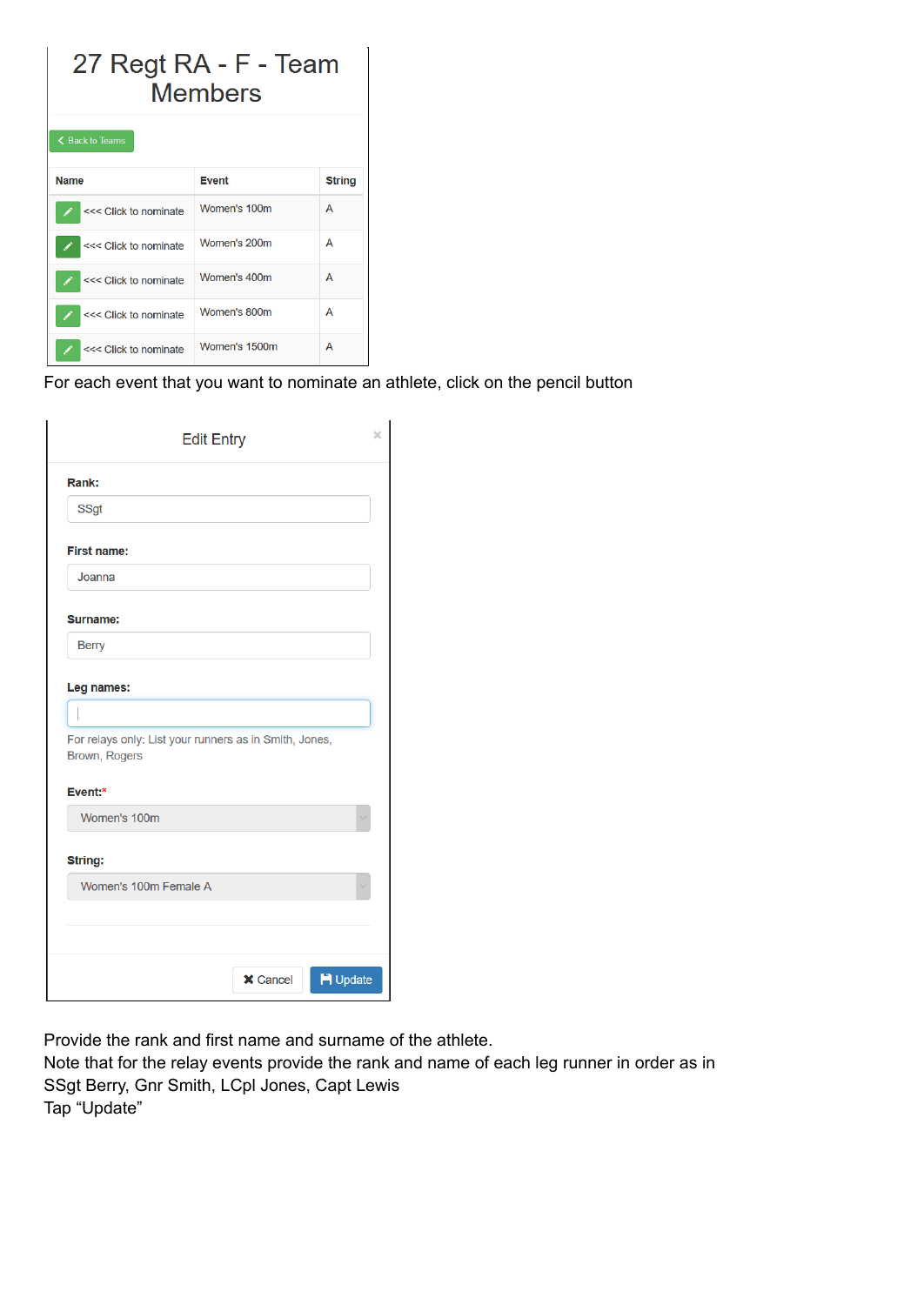# 27 Regt RA - F - Team Members

Back to Teams

| Name | Event | String |
|---|---|---|
| <<< Click to nominate | Women's 100m | A |
| <<< Click to nominate | Women's 200m | A |
| <<< Click to nominate | Women's 400m | A |
| <<< Click to nominate | Women's 800m | A |
| <<< Click to nominate | Women's 1500m | A |

For each event that you want to nominate an athlete, click on the pencil button

## Edit Entry

**Rank:** SSgt

**First name:** Joanna

**Surname:** Berry

**Leg names:**

For relays only: List your runners as in Smith, Jones, Brown, Rogers

**Event:*** Women's 100m

**String:** Women's 100m Female A

Cancel | Update

Provide the rank and first name and surname of the athlete.
Note that for the relay events provide the rank and name of each leg runner in order as in SSgt Berry, Gnr Smith, LCpl Jones, Capt Lewis
Tap “Update”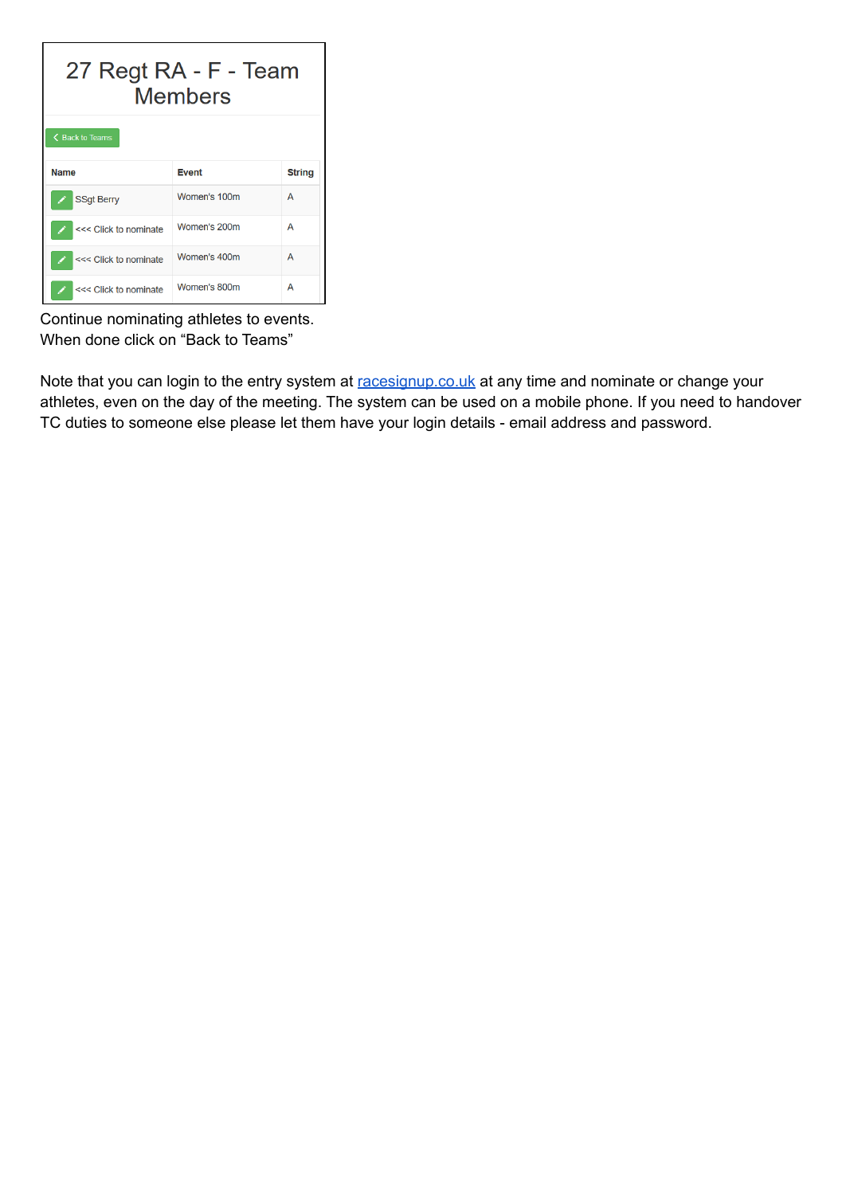# 27 Regt RA - F - Team Members

Back to Teams

| Name | Event | String |
|---|---|---|
| SSgt Berry | Women's 100m | A |
| <<< Click to nominate | Women's 200m | A |
| <<< Click to nominate | Women's 400m | A |
| <<< Click to nominate | Women's 800m | A |

Continue nominating athletes to events.
When done click on "Back to Teams"

Note that you can login to the entry system at [racesignup.co.uk](racesignup.co.uk) at any time and nominate or change your athletes, even on the day of the meeting. The system can be used on a mobile phone. If you need to handover TC duties to someone else please let them have your login details - email address and password.